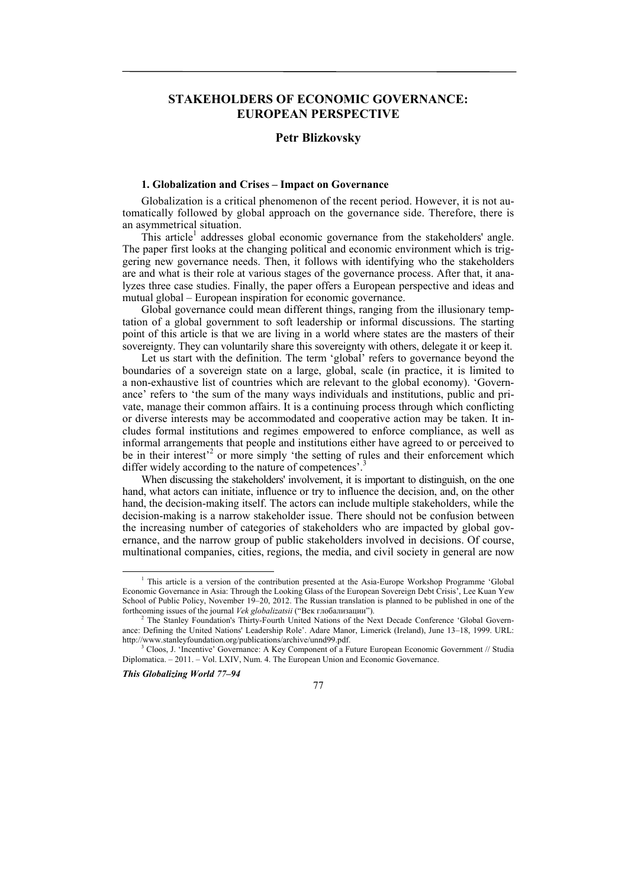# STAKEHOLDERS OF ECONOMIC GOVERNANCE: EUROPEAN PERSPECTIVE

## Petr Blizkovsky

### 1. Globalization and Crises – Impact on Governance

Globalization is a critical phenomenon of the recent period. However, it is not automatically followed by global approach on the governance side. Therefore, there is an asymmetrical situation.

This article[1] addresses global economic governance from the stakeholders' angle. The paper first looks at the changing political and economic environment which is triggering new governance needs. Then, it follows with identifying who the stakeholders are and what is their role at various stages of the governance process. After that, it analyzes three case studies. Finally, the paper offers a European perspective and ideas and mutual global – European inspiration for economic governance.

Global governance could mean different things, ranging from the illusionary temptation of a global government to soft leadership or informal discussions. The starting point of this article is that we are living in a world where states are the masters of their sovereignty. They can voluntarily share this sovereignty with others, delegate it or keep it.

Let us start with the definition. The term 'global' refers to governance beyond the boundaries of a sovereign state on a large, global, scale (in practice, it is limited to a non-exhaustive list of countries which are relevant to the global economy). 'Governance' refers to 'the sum of the many ways individuals and institutions, public and private, manage their common affairs. It is a continuing process through which conflicting or diverse interests may be accommodated and cooperative action may be taken. It includes formal institutions and regimes empowered to enforce compliance, as well as informal arrangements that people and institutions either have agreed to or perceived to be in their interest'[2] or more simply 'the setting of rules and their enforcement which differ widely according to the nature of competences'.[3]

When discussing the stakeholders' involvement, it is important to distinguish, on the one hand, what actors can initiate, influence or try to influence the decision, and, on the other hand, the decision-making itself. The actors can include multiple stakeholders, while the decision-making is a narrow stakeholder issue. There should not be confusion between the increasing number of categories of stakeholders who are impacted by global governance, and the narrow group of public stakeholders involved in decisions. Of course, multinational companies, cities, regions, the media, and civil society in general are now

---

[1] This article is a version of the contribution presented at the Asia-Europe Workshop Programme 'Global Economic Governance in Asia: Through the Looking Glass of the European Sovereign Debt Crisis', Lee Kuan Yew School of Public Policy, November 19–20, 2012. The Russian translation is planned to be published in one of the forthcoming issues of the journal *Vek globalizatsii* ("Век глобализации").

[2] The Stanley Foundation's Thirty-Fourth United Nations of the Next Decade Conference 'Global Governance: Defining the United Nations' Leadership Role'. Adare Manor, Limerick (Ireland), June 13–18, 1999. URL: http://www.stanleyfoundation.org/publications/archive/unnd99.pdf.

[3] Cloos, J. 'Incentive' Governance: A Key Component of a Future European Economic Government // Studia Diplomatica. – 2011. – Vol. LXIV, Num. 4. The European Union and Economic Governance.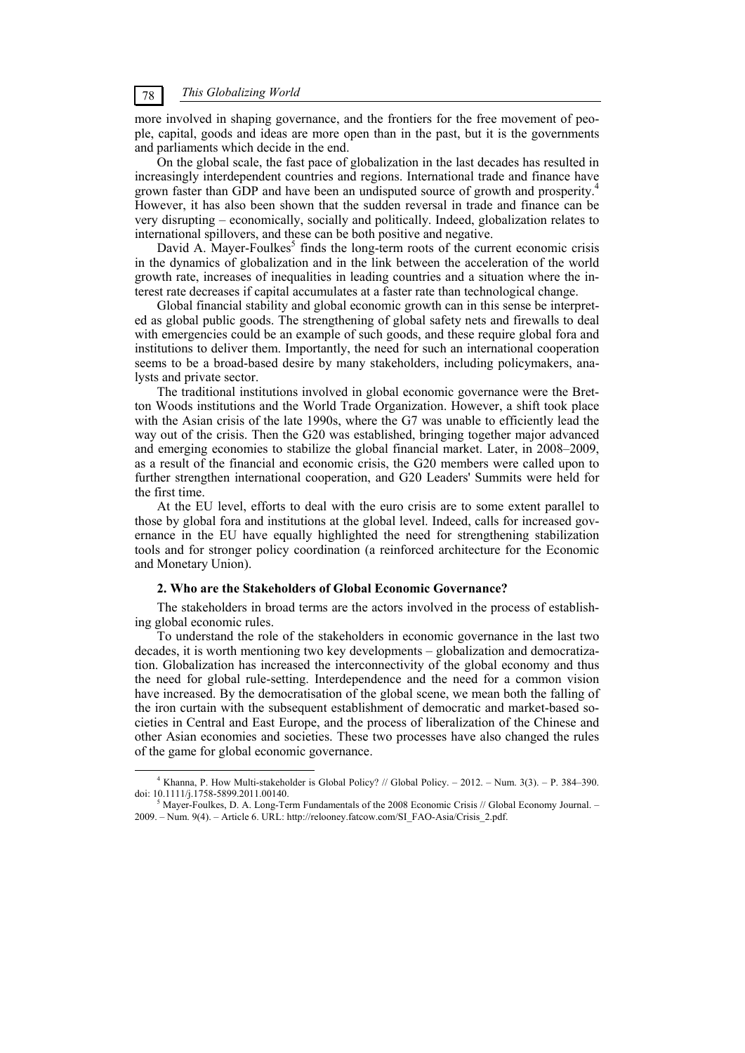more involved in shaping governance, and the frontiers for the free movement of people, capital, goods and ideas are more open than in the past, but it is the governments and parliaments which decide in the end.

On the global scale, the fast pace of globalization in the last decades has resulted in increasingly interdependent countries and regions. International trade and finance have grown faster than GDP and have been an undisputed source of growth and prosperity.[4] However, it has also been shown that the sudden reversal in trade and finance can be very disrupting – economically, socially and politically. Indeed, globalization relates to international spillovers, and these can be both positive and negative.

David A. Mayer-Foulkes[5] finds the long-term roots of the current economic crisis in the dynamics of globalization and in the link between the acceleration of the world growth rate, increases of inequalities in leading countries and a situation where the interest rate decreases if capital accumulates at a faster rate than technological change.

Global financial stability and global economic growth can in this sense be interpreted as global public goods. The strengthening of global safety nets and firewalls to deal with emergencies could be an example of such goods, and these require global fora and institutions to deliver them. Importantly, the need for such an international cooperation seems to be a broad-based desire by many stakeholders, including policymakers, analysts and private sector.

The traditional institutions involved in global economic governance were the Bretton Woods institutions and the World Trade Organization. However, a shift took place with the Asian crisis of the late 1990s, where the G7 was unable to efficiently lead the way out of the crisis. Then the G20 was established, bringing together major advanced and emerging economies to stabilize the global financial market. Later, in 2008–2009, as a result of the financial and economic crisis, the G20 members were called upon to further strengthen international cooperation, and G20 Leaders' Summits were held for the first time.

At the EU level, efforts to deal with the euro crisis are to some extent parallel to those by global fora and institutions at the global level. Indeed, calls for increased governance in the EU have equally highlighted the need for strengthening stabilization tools and for stronger policy coordination (a reinforced architecture for the Economic and Monetary Union).

## 2. Who are the Stakeholders of Global Economic Governance?

The stakeholders in broad terms are the actors involved in the process of establishing global economic rules.

To understand the role of the stakeholders in economic governance in the last two decades, it is worth mentioning two key developments – globalization and democratization. Globalization has increased the interconnectivity of the global economy and thus the need for global rule-setting. Interdependence and the need for a common vision have increased. By the democratisation of the global scene, we mean both the falling of the iron curtain with the subsequent establishment of democratic and market-based societies in Central and East Europe, and the process of liberalization of the Chinese and other Asian economies and societies. These two processes have also changed the rules of the game for global economic governance.

---

[4] Khanna, P. How Multi-stakeholder is Global Policy? // Global Policy. – 2012. – Num. 3(3). – P. 384–390. doi: 10.1111/j.1758-5899.2011.00140.

[5] Mayer-Foulkes, D. A. Long-Term Fundamentals of the 2008 Economic Crisis // Global Economy Journal. – 2009. – Num. 9(4). – Article 6. URL: http://relooney.fatcow.com/SI_FAO-Asia/Crisis_2.pdf.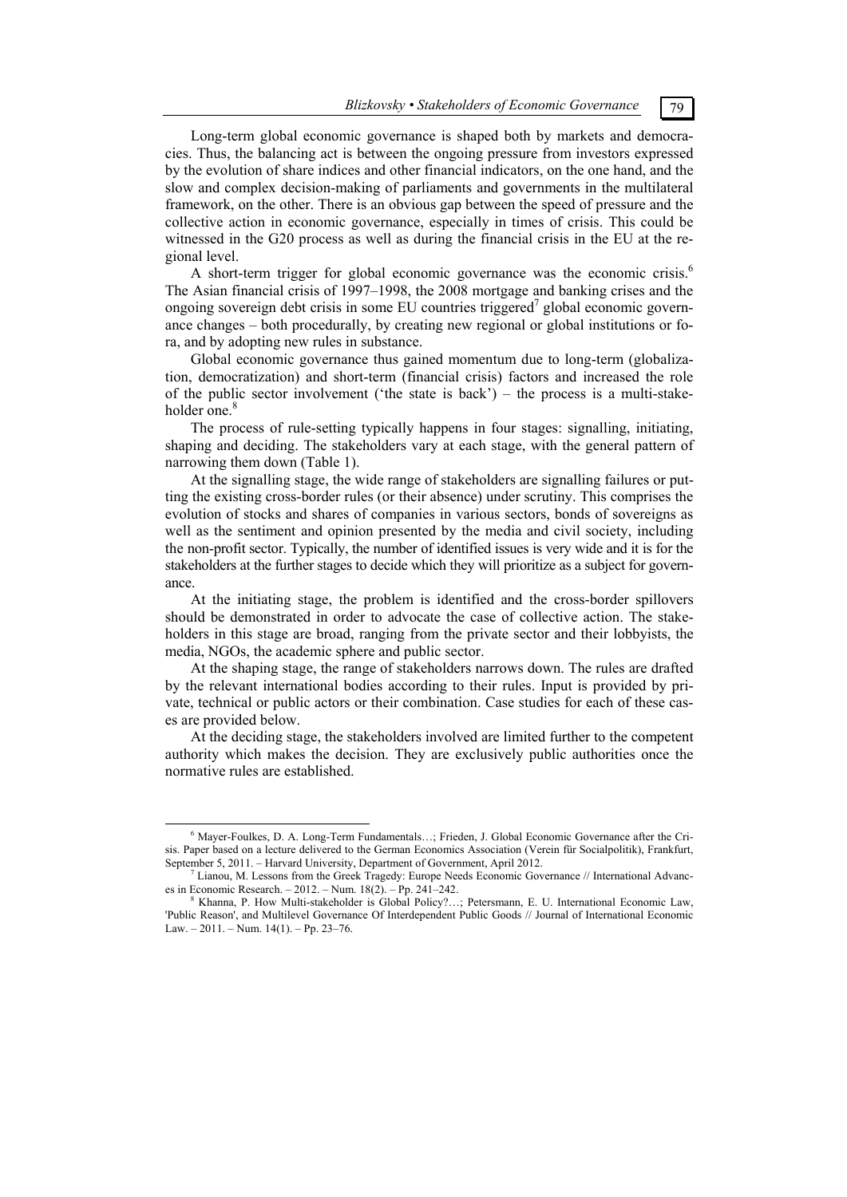Long-term global economic governance is shaped both by markets and democracies. Thus, the balancing act is between the ongoing pressure from investors expressed by the evolution of share indices and other financial indicators, on the one hand, and the slow and complex decision-making of parliaments and governments in the multilateral framework, on the other. There is an obvious gap between the speed of pressure and the collective action in economic governance, especially in times of crisis. This could be witnessed in the G20 process as well as during the financial crisis in the EU at the regional level.

A short-term trigger for global economic governance was the economic crisis.[6] The Asian financial crisis of 1997–1998, the 2008 mortgage and banking crises and the ongoing sovereign debt crisis in some EU countries triggered[7] global economic governance changes – both procedurally, by creating new regional or global institutions or fora, and by adopting new rules in substance.

Global economic governance thus gained momentum due to long-term (globalization, democratization) and short-term (financial crisis) factors and increased the role of the public sector involvement ('the state is back') – the process is a multi-stakeholder one.[8]

The process of rule-setting typically happens in four stages: signalling, initiating, shaping and deciding. The stakeholders vary at each stage, with the general pattern of narrowing them down (Table 1).

At the signalling stage, the wide range of stakeholders are signalling failures or putting the existing cross-border rules (or their absence) under scrutiny. This comprises the evolution of stocks and shares of companies in various sectors, bonds of sovereigns as well as the sentiment and opinion presented by the media and civil society, including the non-profit sector. Typically, the number of identified issues is very wide and it is for the stakeholders at the further stages to decide which they will prioritize as a subject for governance.

At the initiating stage, the problem is identified and the cross-border spillovers should be demonstrated in order to advocate the case of collective action. The stakeholders in this stage are broad, ranging from the private sector and their lobbyists, the media, NGOs, the academic sphere and public sector.

At the shaping stage, the range of stakeholders narrows down. The rules are drafted by the relevant international bodies according to their rules. Input is provided by private, technical or public actors or their combination. Case studies for each of these cases are provided below.

At the deciding stage, the stakeholders involved are limited further to the competent authority which makes the decision. They are exclusively public authorities once the normative rules are established.

---

[6] Mayer-Foulkes, D. A. Long-Term Fundamentals…; Frieden, J. Global Economic Governance after the Crisis. Paper based on a lecture delivered to the German Economics Association (Verein für Socialpolitik), Frankfurt, September 5, 2011. – Harvard University, Department of Government, April 2012.

[7] Lianou, M. Lessons from the Greek Tragedy: Europe Needs Economic Governance // International Advances in Economic Research. – 2012. – Num. 18(2). – Pp. 241–242.

[8] Khanna, P. How Multi-stakeholder is Global Policy?…; Petersmann, E. U. International Economic Law, 'Public Reason', and Multilevel Governance Of Interdependent Public Goods // Journal of International Economic Law. – 2011. – Num. 14(1). – Pp. 23–76.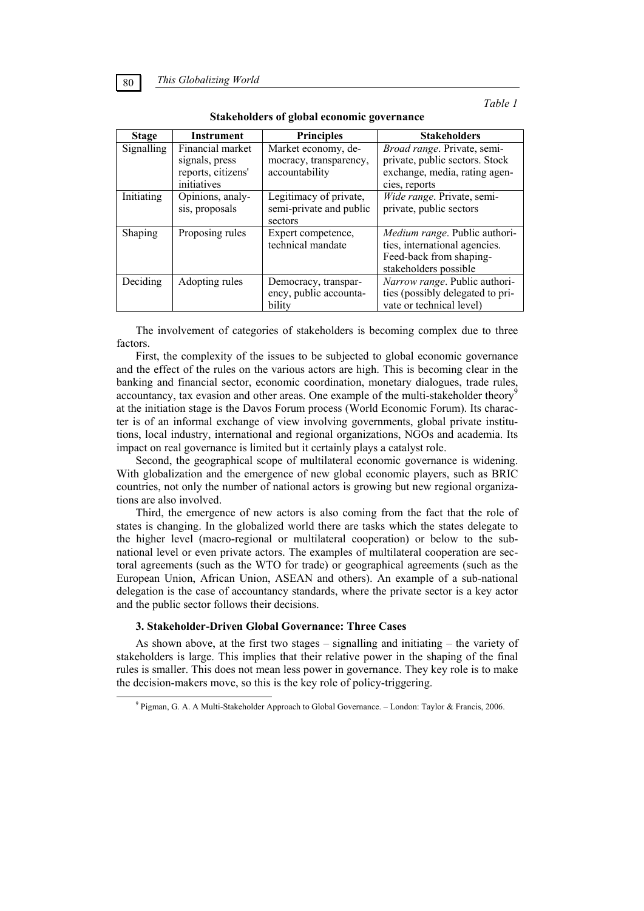*Table 1*

**Stakeholders of global economic governance**

| Stage | Instrument | Principles | Stakeholders |
|---|---|---|---|
| Signalling | Financial market signals, press reports, citizens' initiatives | Market economy, democracy, transparency, accountability | *Broad range*. Private, semi-private, public sectors. Stock exchange, media, rating agencies, reports |
| Initiating | Opinions, analysis, proposals | Legitimacy of private, semi-private and public sectors | *Wide range*. Private, semi-private, public sectors |
| Shaping | Proposing rules | Expert competence, technical mandate | *Medium range*. Public authorities, international agencies. Feed-back from shaping-stakeholders possible |
| Deciding | Adopting rules | Democracy, transparency, public accountability | *Narrow range*. Public authorities (possibly delegated to private or technical level) |

The involvement of categories of stakeholders is becoming complex due to three factors.

First, the complexity of the issues to be subjected to global economic governance and the effect of the rules on the various actors are high. This is becoming clear in the banking and financial sector, economic coordination, monetary dialogues, trade rules, accountancy, tax evasion and other areas. One example of the multi-stakeholder theory[9] at the initiation stage is the Davos Forum process (World Economic Forum). Its character is of an informal exchange of view involving governments, global private institutions, local industry, international and regional organizations, NGOs and academia. Its impact on real governance is limited but it certainly plays a catalyst role.

Second, the geographical scope of multilateral economic governance is widening. With globalization and the emergence of new global economic players, such as BRIC countries, not only the number of national actors is growing but new regional organizations are also involved.

Third, the emergence of new actors is also coming from the fact that the role of states is changing. In the globalized world there are tasks which the states delegate to the higher level (macro-regional or multilateral cooperation) or below to the sub-national level or even private actors. The examples of multilateral cooperation are sectoral agreements (such as the WTO for trade) or geographical agreements (such as the European Union, African Union, ASEAN and others). An example of a sub-national delegation is the case of accountancy standards, where the private sector is a key actor and the public sector follows their decisions.

### 3. Stakeholder-Driven Global Governance: Three Cases

As shown above, at the first two stages – signalling and initiating – the variety of stakeholders is large. This implies that their relative power in the shaping of the final rules is smaller. This does not mean less power in governance. They key role is to make the decision-makers move, so this is the key role of policy-triggering.

[9] Pigman, G. A. A Multi-Stakeholder Approach to Global Governance. – London: Taylor & Francis, 2006.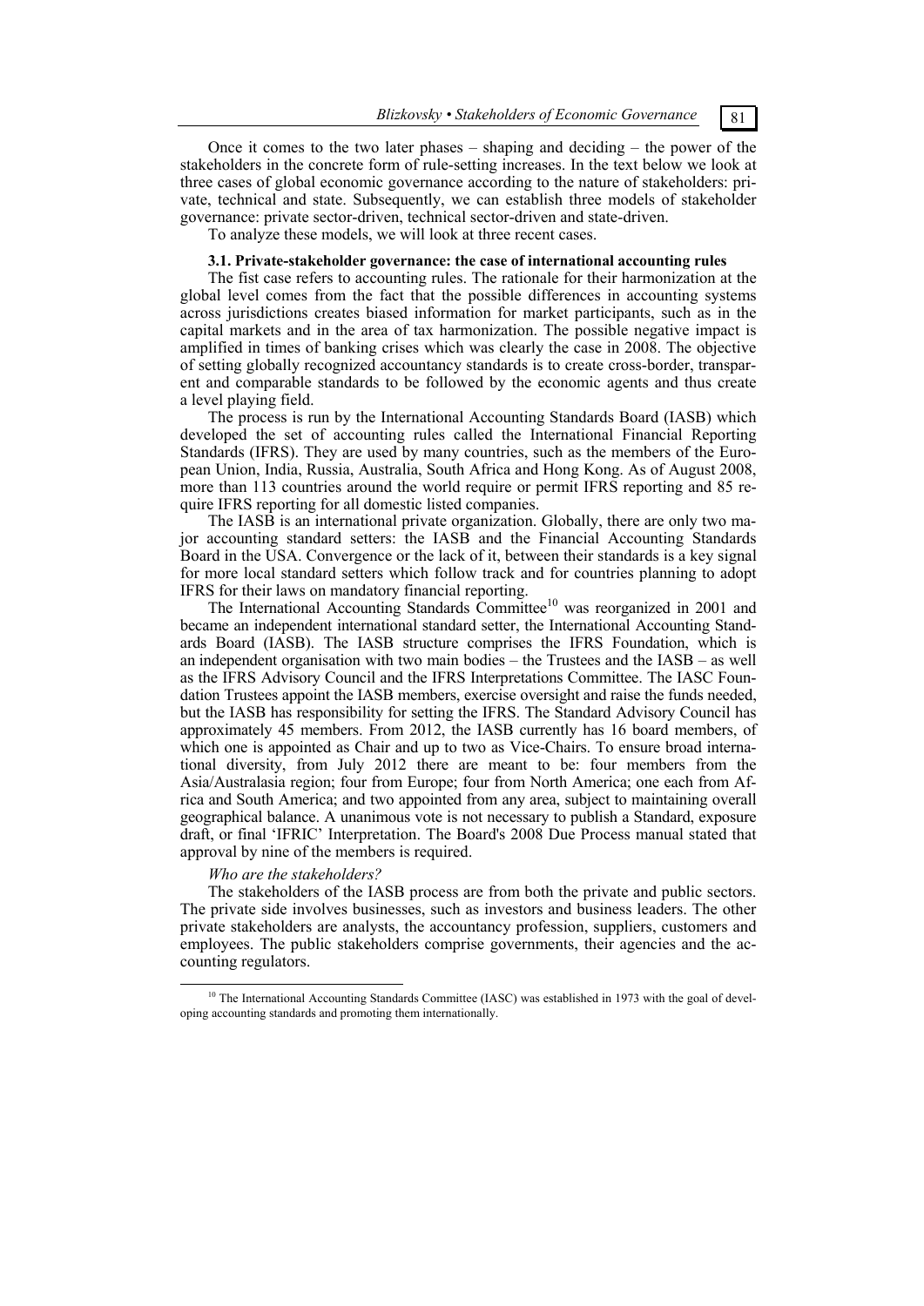Once it comes to the two later phases – shaping and deciding – the power of the stakeholders in the concrete form of rule-setting increases. In the text below we look at three cases of global economic governance according to the nature of stakeholders: private, technical and state. Subsequently, we can establish three models of stakeholder governance: private sector-driven, technical sector-driven and state-driven.

To analyze these models, we will look at three recent cases.

### 3.1. Private-stakeholder governance: the case of international accounting rules

The fist case refers to accounting rules. The rationale for their harmonization at the global level comes from the fact that the possible differences in accounting systems across jurisdictions creates biased information for market participants, such as in the capital markets and in the area of tax harmonization. The possible negative impact is amplified in times of banking crises which was clearly the case in 2008. The objective of setting globally recognized accountancy standards is to create cross-border, transparent and comparable standards to be followed by the economic agents and thus create a level playing field.

The process is run by the International Accounting Standards Board (IASB) which developed the set of accounting rules called the International Financial Reporting Standards (IFRS). They are used by many countries, such as the members of the European Union, India, Russia, Australia, South Africa and Hong Kong. As of August 2008, more than 113 countries around the world require or permit IFRS reporting and 85 require IFRS reporting for all domestic listed companies.

The IASB is an international private organization. Globally, there are only two major accounting standard setters: the IASB and the Financial Accounting Standards Board in the USA. Convergence or the lack of it, between their standards is a key signal for more local standard setters which follow track and for countries planning to adopt IFRS for their laws on mandatory financial reporting.

The International Accounting Standards Committee[10] was reorganized in 2001 and became an independent international standard setter, the International Accounting Standards Board (IASB). The IASB structure comprises the IFRS Foundation, which is an independent organisation with two main bodies – the Trustees and the IASB – as well as the IFRS Advisory Council and the IFRS Interpretations Committee. The IASC Foundation Trustees appoint the IASB members, exercise oversight and raise the funds needed, but the IASB has responsibility for setting the IFRS. The Standard Advisory Council has approximately 45 members. From 2012, the IASB currently has 16 board members, of which one is appointed as Chair and up to two as Vice-Chairs. To ensure broad international diversity, from July 2012 there are meant to be: four members from the Asia/Australasia region; four from Europe; four from North America; one each from Africa and South America; and two appointed from any area, subject to maintaining overall geographical balance. A unanimous vote is not necessary to publish a Standard, exposure draft, or final 'IFRIC' Interpretation. The Board's 2008 Due Process manual stated that approval by nine of the members is required.

*Who are the stakeholders?*

The stakeholders of the IASB process are from both the private and public sectors. The private side involves businesses, such as investors and business leaders. The other private stakeholders are analysts, the accountancy profession, suppliers, customers and employees. The public stakeholders comprise governments, their agencies and the accounting regulators.

[10] The International Accounting Standards Committee (IASC) was established in 1973 with the goal of developing accounting standards and promoting them internationally.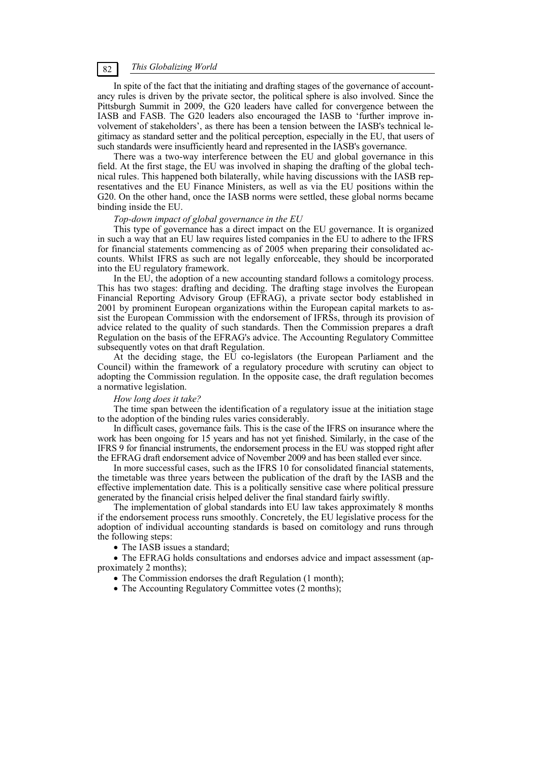In spite of the fact that the initiating and drafting stages of the governance of accountancy rules is driven by the private sector, the political sphere is also involved. Since the Pittsburgh Summit in 2009, the G20 leaders have called for convergence between the IASB and FASB. The G20 leaders also encouraged the IASB to 'further improve involvement of stakeholders', as there has been a tension between the IASB's technical legitimacy as standard setter and the political perception, especially in the EU, that users of such standards were insufficiently heard and represented in the IASB's governance.

There was a two-way interference between the EU and global governance in this field. At the first stage, the EU was involved in shaping the drafting of the global technical rules. This happened both bilaterally, while having discussions with the IASB representatives and the EU Finance Ministers, as well as via the EU positions within the G20. On the other hand, once the IASB norms were settled, these global norms became binding inside the EU.

*Top-down impact of global governance in the EU*

This type of governance has a direct impact on the EU governance. It is organized in such a way that an EU law requires listed companies in the EU to adhere to the IFRS for financial statements commencing as of 2005 when preparing their consolidated accounts. Whilst IFRS as such are not legally enforceable, they should be incorporated into the EU regulatory framework.

In the EU, the adoption of a new accounting standard follows a comitology process. This has two stages: drafting and deciding. The drafting stage involves the European Financial Reporting Advisory Group (EFRAG), a private sector body established in 2001 by prominent European organizations within the European capital markets to assist the European Commission with the endorsement of IFRSs, through its provision of advice related to the quality of such standards. Then the Commission prepares a draft Regulation on the basis of the EFRAG's advice. The Accounting Regulatory Committee subsequently votes on that draft Regulation.

At the deciding stage, the EU co-legislators (the European Parliament and the Council) within the framework of a regulatory procedure with scrutiny can object to adopting the Commission regulation. In the opposite case, the draft regulation becomes a normative legislation.

*How long does it take?*

The time span between the identification of a regulatory issue at the initiation stage to the adoption of the binding rules varies considerably.

In difficult cases, governance fails. This is the case of the IFRS on insurance where the work has been ongoing for 15 years and has not yet finished. Similarly, in the case of the IFRS 9 for financial instruments, the endorsement process in the EU was stopped right after the EFRAG draft endorsement advice of November 2009 and has been stalled ever since.

In more successful cases, such as the IFRS 10 for consolidated financial statements, the timetable was three years between the publication of the draft by the IASB and the effective implementation date. This is a politically sensitive case where political pressure generated by the financial crisis helped deliver the final standard fairly swiftly.

The implementation of global standards into EU law takes approximately 8 months if the endorsement process runs smoothly. Concretely, the EU legislative process for the adoption of individual accounting standards is based on comitology and runs through the following steps:

- The IASB issues a standard;
- The EFRAG holds consultations and endorses advice and impact assessment (approximately 2 months);
- The Commission endorses the draft Regulation (1 month);
- The Accounting Regulatory Committee votes (2 months);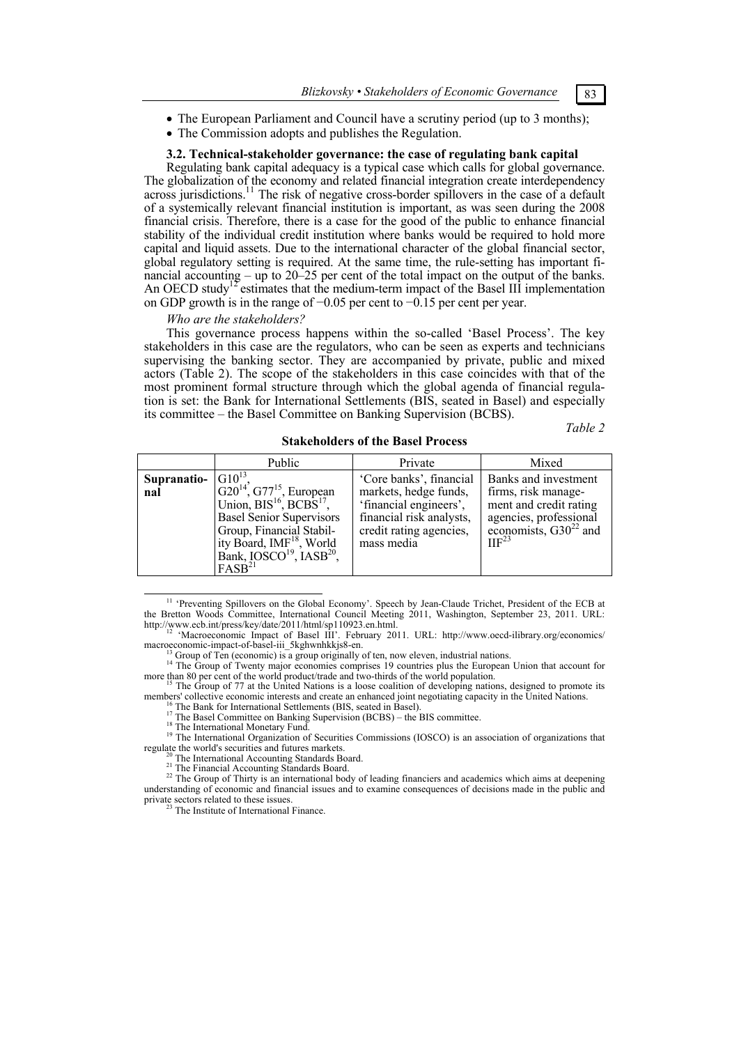- The European Parliament and Council have a scrutiny period (up to 3 months);
- The Commission adopts and publishes the Regulation.

### 3.2. Technical-stakeholder governance: the case of regulating bank capital

Regulating bank capital adequacy is a typical case which calls for global governance. The globalization of the economy and related financial integration create interdependency across jurisdictions.[11] The risk of negative cross-border spillovers in the case of a default of a systemically relevant financial institution is important, as was seen during the 2008 financial crisis. Therefore, there is a case for the good of the public to enhance financial stability of the individual credit institution where banks would be required to hold more capital and liquid assets. Due to the international character of the global financial sector, global regulatory setting is required. At the same time, the rule-setting has important financial accounting – up to 20–25 per cent of the total impact on the output of the banks. An OECD study[12] estimates that the medium-term impact of the Basel III implementation on GDP growth is in the range of −0.05 per cent to −0.15 per cent per year.

*Who are the stakeholders?*

This governance process happens within the so-called 'Basel Process'. The key stakeholders in this case are the regulators, who can be seen as experts and technicians supervising the banking sector. They are accompanied by private, public and mixed actors (Table 2). The scope of the stakeholders in this case coincides with that of the most prominent formal structure through which the global agenda of financial regulation is set: the Bank for International Settlements (BIS, seated in Basel) and especially its committee – the Basel Committee on Banking Supervision (BCBS).

*Table 2*

**Stakeholders of the Basel Process**

| | Public | Private | Mixed |
|---|---|---|---|
| **Supranational** | G10[13], G20[14], G77[15], European Union, BIS[16], BCBS[17], Basel Senior Supervisors Group, Financial Stability Board, IMF[18], World Bank, IOSCO[19], IASB[20], FASB[21] | 'Core banks', financial markets, hedge funds, 'financial engineers', financial risk analysts, credit rating agencies, mass media | Banks and investment firms, risk management and credit rating agencies, professional economists, G30[22] and IIF[23] |

[11] 'Preventing Spillovers on the Global Economy'. Speech by Jean-Claude Trichet, President of the ECB at the Bretton Woods Committee, International Council Meeting 2011, Washington, September 23, 2011. URL: http://www.ecb.int/press/key/date/2011/html/sp110923.en.html.

[12] 'Macroeconomic Impact of Basel III'. February 2011. URL: http://www.oecd-ilibrary.org/economics/macroeconomic-impact-of-basel-iii_5kghwnhkkjs8-en.

[13] Group of Ten (economic) is a group originally of ten, now eleven, industrial nations.

[14] The Group of Twenty major economies comprises 19 countries plus the European Union that account for more than 80 per cent of the world product/trade and two-thirds of the world population.

[15] The Group of 77 at the United Nations is a loose coalition of developing nations, designed to promote its members' collective economic interests and create an enhanced joint negotiating capacity in the United Nations.

[16] The Bank for International Settlements (BIS, seated in Basel).

[17] The Basel Committee on Banking Supervision (BCBS) – the BIS committee.

[18] The International Monetary Fund.

[19] The International Organization of Securities Commissions (IOSCO) is an association of organizations that regulate the world's securities and futures markets.

[20] The International Accounting Standards Board.

[21] The Financial Accounting Standards Board.

[22] The Group of Thirty is an international body of leading financiers and academics which aims at deepening understanding of economic and financial issues and to examine consequences of decisions made in the public and private sectors related to these issues.

[23] The Institute of International Finance.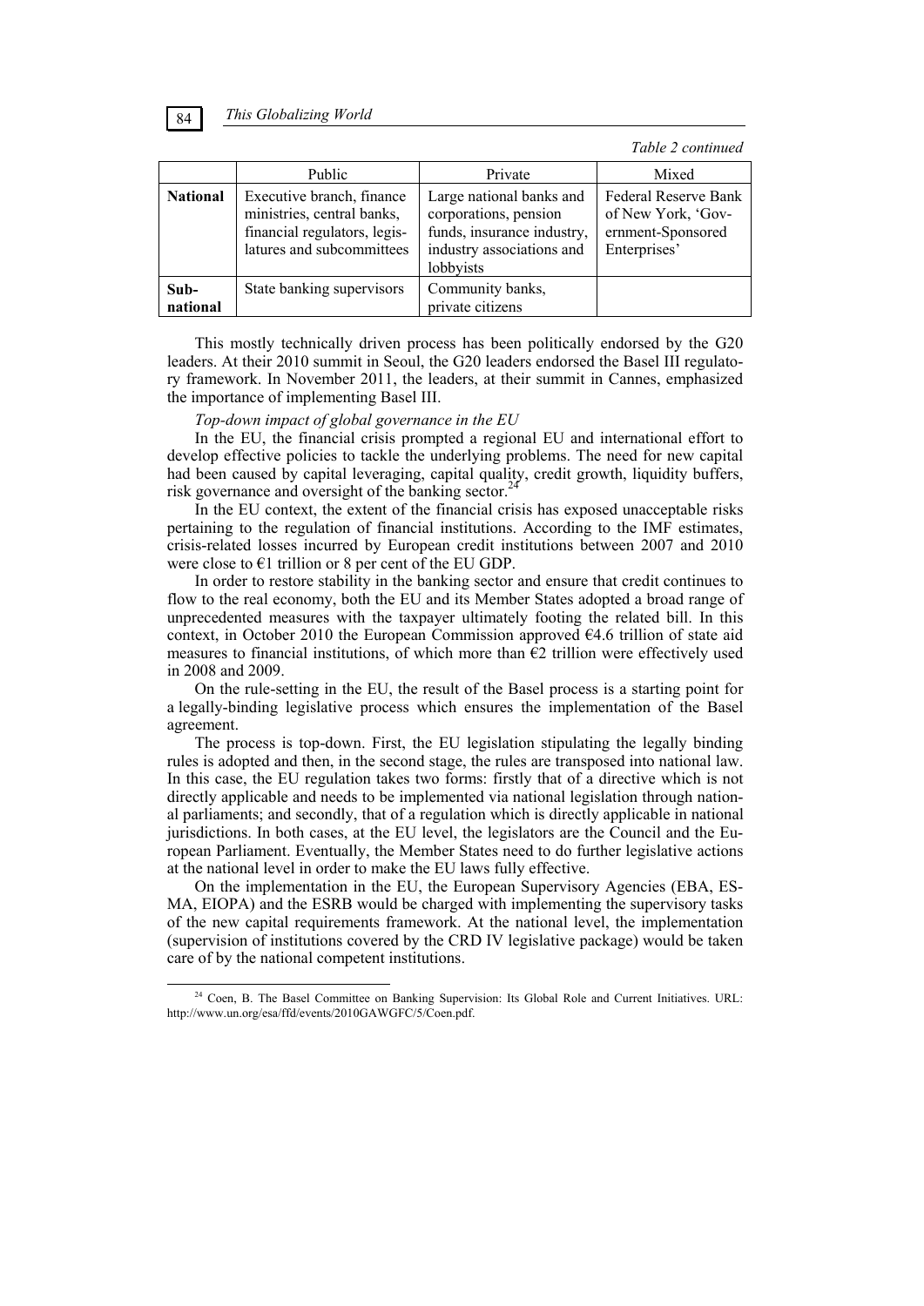*Table 2 continued*

| | Public | Private | Mixed |
|---|---|---|---|
| **National** | Executive branch, finance ministries, central banks, financial regulators, legislatures and subcommittees | Large national banks and corporations, pension funds, insurance industry, industry associations and lobbyists | Federal Reserve Bank of New York, 'Government-Sponsored Enterprises' |
| **Sub-national** | State banking supervisors | Community banks, private citizens | |

This mostly technically driven process has been politically endorsed by the G20 leaders. At their 2010 summit in Seoul, the G20 leaders endorsed the Basel III regulatory framework. In November 2011, the leaders, at their summit in Cannes, emphasized the importance of implementing Basel III.

*Top-down impact of global governance in the EU*

In the EU, the financial crisis prompted a regional EU and international effort to develop effective policies to tackle the underlying problems. The need for new capital had been caused by capital leveraging, capital quality, credit growth, liquidity buffers, risk governance and oversight of the banking sector.[24]

In the EU context, the extent of the financial crisis has exposed unacceptable risks pertaining to the regulation of financial institutions. According to the IMF estimates, crisis-related losses incurred by European credit institutions between 2007 and 2010 were close to €1 trillion or 8 per cent of the EU GDP.

In order to restore stability in the banking sector and ensure that credit continues to flow to the real economy, both the EU and its Member States adopted a broad range of unprecedented measures with the taxpayer ultimately footing the related bill. In this context, in October 2010 the European Commission approved €4.6 trillion of state aid measures to financial institutions, of which more than €2 trillion were effectively used in 2008 and 2009.

On the rule-setting in the EU, the result of the Basel process is a starting point for a legally-binding legislative process which ensures the implementation of the Basel agreement.

The process is top-down. First, the EU legislation stipulating the legally binding rules is adopted and then, in the second stage, the rules are transposed into national law. In this case, the EU regulation takes two forms: firstly that of a directive which is not directly applicable and needs to be implemented via national legislation through national parliaments; and secondly, that of a regulation which is directly applicable in national jurisdictions. In both cases, at the EU level, the legislators are the Council and the European Parliament. Eventually, the Member States need to do further legislative actions at the national level in order to make the EU laws fully effective.

On the implementation in the EU, the European Supervisory Agencies (EBA, ESMA, EIOPA) and the ESRB would be charged with implementing the supervisory tasks of the new capital requirements framework. At the national level, the implementation (supervision of institutions covered by the CRD IV legislative package) would be taken care of by the national competent institutions.

[24] Coen, B. The Basel Committee on Banking Supervision: Its Global Role and Current Initiatives. URL: http://www.un.org/esa/ffd/events/2010GAWGFC/5/Coen.pdf.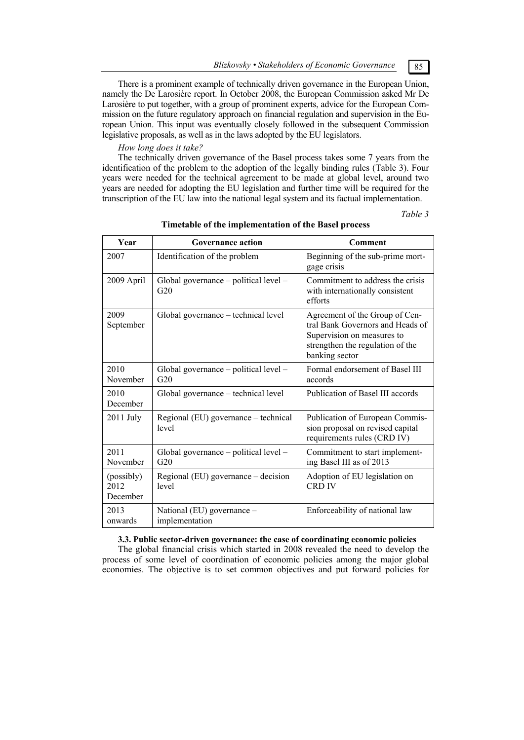There is a prominent example of technically driven governance in the European Union, namely the De Larosière report. In October 2008, the European Commission asked Mr De Larosière to put together, with a group of prominent experts, advice for the European Commission on the future regulatory approach on financial regulation and supervision in the European Union. This input was eventually closely followed in the subsequent Commission legislative proposals, as well as in the laws adopted by the EU legislators.

*How long does it take?*

The technically driven governance of the Basel process takes some 7 years from the identification of the problem to the adoption of the legally binding rules (Table 3). Four years were needed for the technical agreement to be made at global level, around two years are needed for adopting the EU legislation and further time will be required for the transcription of the EU law into the national legal system and its factual implementation.

*Table 3*

**Timetable of the implementation of the Basel process**

| Year | Governance action | Comment |
|---|---|---|
| 2007 | Identification of the problem | Beginning of the sub-prime mortgage crisis |
| 2009 April | Global governance – political level – G20 | Commitment to address the crisis with internationally consistent efforts |
| 2009 September | Global governance – technical level | Agreement of the Group of Central Bank Governors and Heads of Supervision on measures to strengthen the regulation of the banking sector |
| 2010 November | Global governance – political level – G20 | Formal endorsement of Basel III accords |
| 2010 December | Global governance – technical level | Publication of Basel III accords |
| 2011 July | Regional (EU) governance – technical level | Publication of European Commission proposal on revised capital requirements rules (CRD IV) |
| 2011 November | Global governance – political level – G20 | Commitment to start implementing Basel III as of 2013 |
| (possibly) 2012 December | Regional (EU) governance – decision level | Adoption of EU legislation on CRD IV |
| 2013 onwards | National (EU) governance – implementation | Enforceability of national law |

### 3.3. Public sector-driven governance: the case of coordinating economic policies

The global financial crisis which started in 2008 revealed the need to develop the process of some level of coordination of economic policies among the major global economies. The objective is to set common objectives and put forward policies for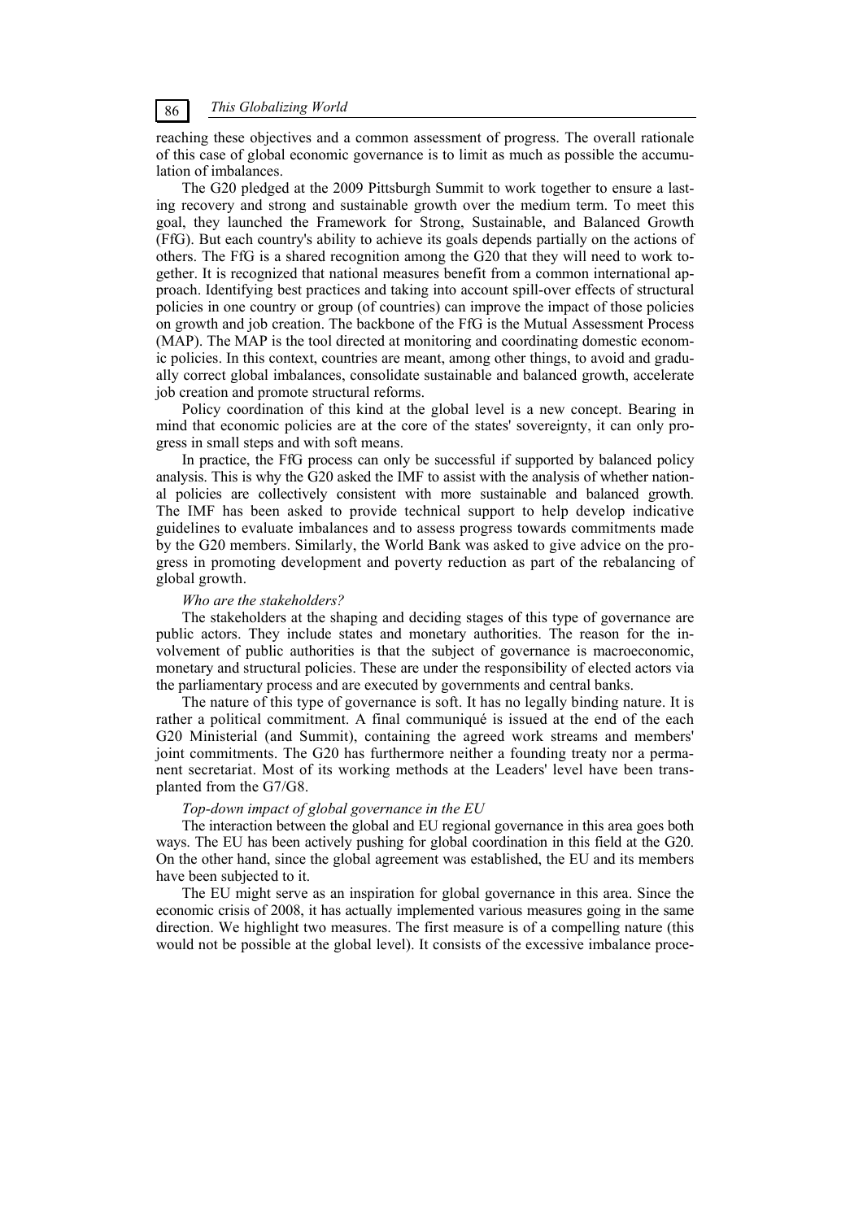reaching these objectives and a common assessment of progress. The overall rationale of this case of global economic governance is to limit as much as possible the accumulation of imbalances.

The G20 pledged at the 2009 Pittsburgh Summit to work together to ensure a lasting recovery and strong and sustainable growth over the medium term. To meet this goal, they launched the Framework for Strong, Sustainable, and Balanced Growth (FfG). But each country's ability to achieve its goals depends partially on the actions of others. The FfG is a shared recognition among the G20 that they will need to work together. It is recognized that national measures benefit from a common international approach. Identifying best practices and taking into account spill-over effects of structural policies in one country or group (of countries) can improve the impact of those policies on growth and job creation. The backbone of the FfG is the Mutual Assessment Process (MAP). The MAP is the tool directed at monitoring and coordinating domestic economic policies. In this context, countries are meant, among other things, to avoid and gradually correct global imbalances, consolidate sustainable and balanced growth, accelerate job creation and promote structural reforms.

Policy coordination of this kind at the global level is a new concept. Bearing in mind that economic policies are at the core of the states' sovereignty, it can only progress in small steps and with soft means.

In practice, the FfG process can only be successful if supported by balanced policy analysis. This is why the G20 asked the IMF to assist with the analysis of whether national policies are collectively consistent with more sustainable and balanced growth. The IMF has been asked to provide technical support to help develop indicative guidelines to evaluate imbalances and to assess progress towards commitments made by the G20 members. Similarly, the World Bank was asked to give advice on the progress in promoting development and poverty reduction as part of the rebalancing of global growth.

*Who are the stakeholders?*

The stakeholders at the shaping and deciding stages of this type of governance are public actors. They include states and monetary authorities. The reason for the involvement of public authorities is that the subject of governance is macroeconomic, monetary and structural policies. These are under the responsibility of elected actors via the parliamentary process and are executed by governments and central banks.

The nature of this type of governance is soft. It has no legally binding nature. It is rather a political commitment. A final communiqué is issued at the end of the each G20 Ministerial (and Summit), containing the agreed work streams and members' joint commitments. The G20 has furthermore neither a founding treaty nor a permanent secretariat. Most of its working methods at the Leaders' level have been transplanted from the G7/G8.

*Top-down impact of global governance in the EU*

The interaction between the global and EU regional governance in this area goes both ways. The EU has been actively pushing for global coordination in this field at the G20. On the other hand, since the global agreement was established, the EU and its members have been subjected to it.

The EU might serve as an inspiration for global governance in this area. Since the economic crisis of 2008, it has actually implemented various measures going in the same direction. We highlight two measures. The first measure is of a compelling nature (this would not be possible at the global level). It consists of the excessive imbalance proce-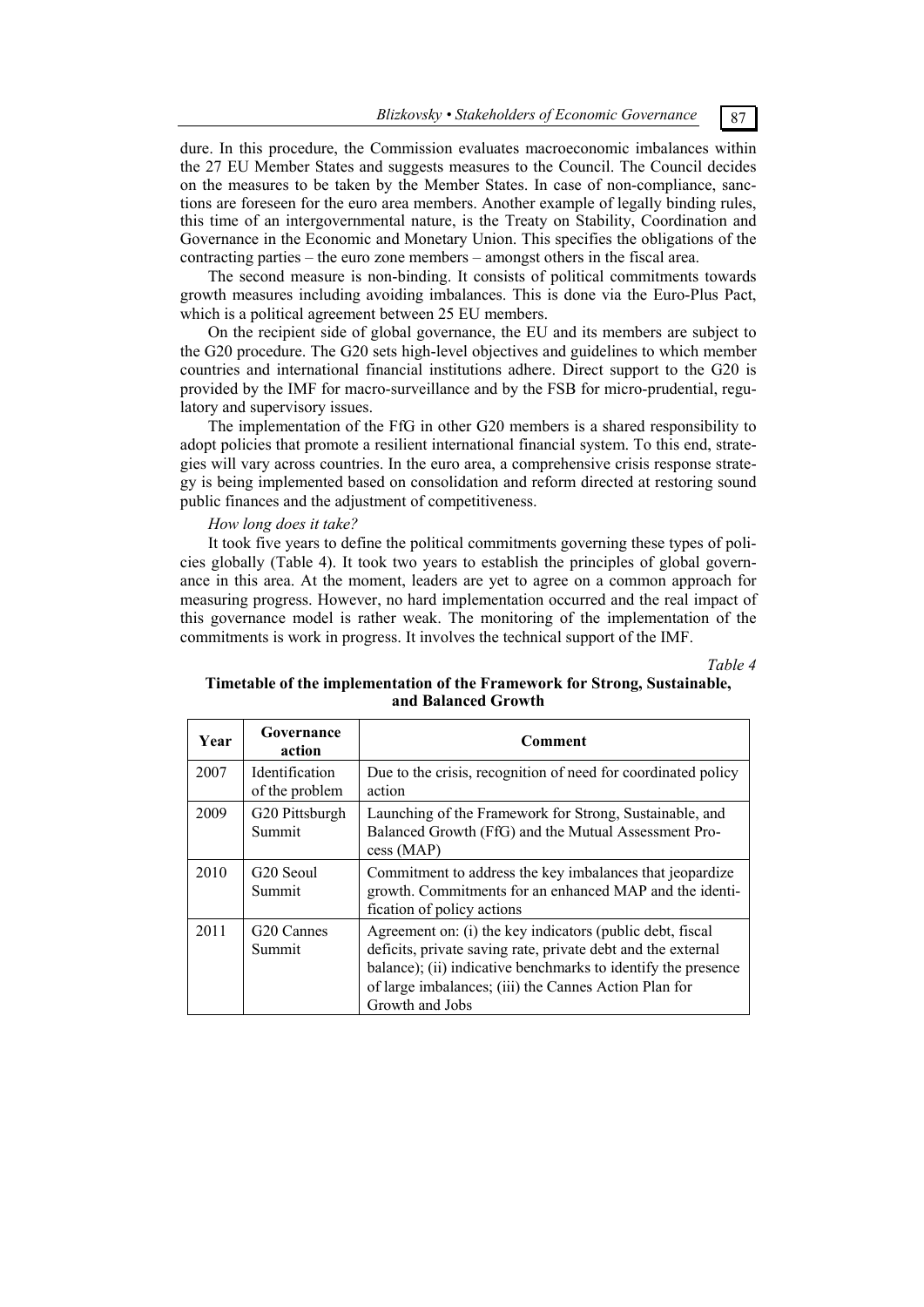dure. In this procedure, the Commission evaluates macroeconomic imbalances within the 27 EU Member States and suggests measures to the Council. The Council decides on the measures to be taken by the Member States. In case of non-compliance, sanctions are foreseen for the euro area members. Another example of legally binding rules, this time of an intergovernmental nature, is the Treaty on Stability, Coordination and Governance in the Economic and Monetary Union. This specifies the obligations of the contracting parties – the euro zone members – amongst others in the fiscal area.

The second measure is non-binding. It consists of political commitments towards growth measures including avoiding imbalances. This is done via the Euro-Plus Pact, which is a political agreement between 25 EU members.

On the recipient side of global governance, the EU and its members are subject to the G20 procedure. The G20 sets high-level objectives and guidelines to which member countries and international financial institutions adhere. Direct support to the G20 is provided by the IMF for macro-surveillance and by the FSB for micro-prudential, regulatory and supervisory issues.

The implementation of the FfG in other G20 members is a shared responsibility to adopt policies that promote a resilient international financial system. To this end, strategies will vary across countries. In the euro area, a comprehensive crisis response strategy is being implemented based on consolidation and reform directed at restoring sound public finances and the adjustment of competitiveness.

*How long does it take?*

It took five years to define the political commitments governing these types of policies globally (Table 4). It took two years to establish the principles of global governance in this area. At the moment, leaders are yet to agree on a common approach for measuring progress. However, no hard implementation occurred and the real impact of this governance model is rather weak. The monitoring of the implementation of the commitments is work in progress. It involves the technical support of the IMF.

*Table 4*

**Timetable of the implementation of the Framework for Strong, Sustainable, and Balanced Growth**

| Year | Governance action | Comment |
|---|---|---|
| 2007 | Identification of the problem | Due to the crisis, recognition of need for coordinated policy action |
| 2009 | G20 Pittsburgh Summit | Launching of the Framework for Strong, Sustainable, and Balanced Growth (FfG) and the Mutual Assessment Process (MAP) |
| 2010 | G20 Seoul Summit | Commitment to address the key imbalances that jeopardize growth. Commitments for an enhanced MAP and the identification of policy actions |
| 2011 | G20 Cannes Summit | Agreement on: (i) the key indicators (public debt, fiscal deficits, private saving rate, private debt and the external balance); (ii) indicative benchmarks to identify the presence of large imbalances; (iii) the Cannes Action Plan for Growth and Jobs |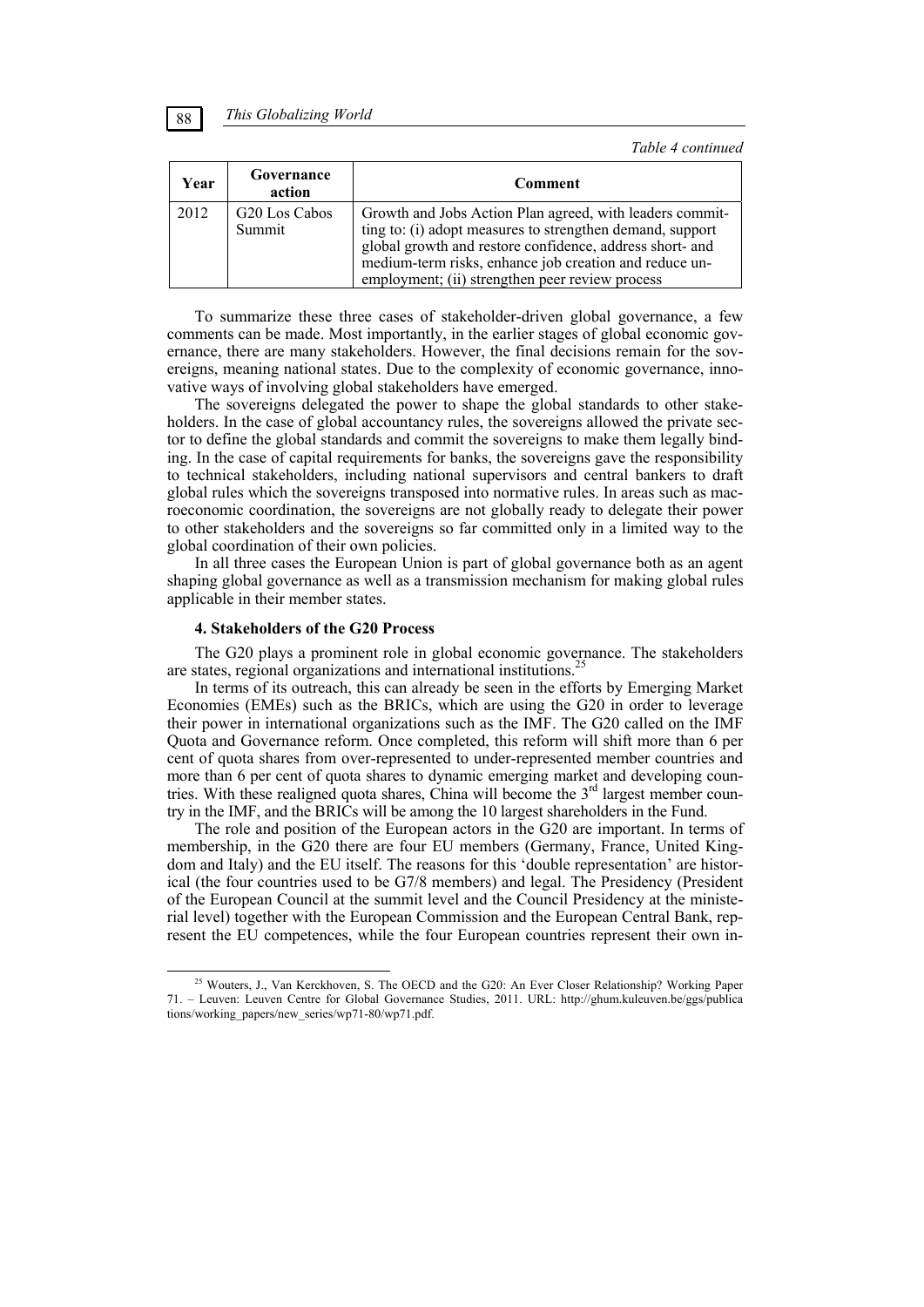*Table 4 continued*

| Year | Governance action | Comment |
| --- | --- | --- |
| 2012 | G20 Los Cabos Summit | Growth and Jobs Action Plan agreed, with leaders committing to: (i) adopt measures to strengthen demand, support global growth and restore confidence, address short- and medium-term risks, enhance job creation and reduce unemployment; (ii) strengthen peer review process |

To summarize these three cases of stakeholder-driven global governance, a few comments can be made. Most importantly, in the earlier stages of global economic governance, there are many stakeholders. However, the final decisions remain for the sovereigns, meaning national states. Due to the complexity of economic governance, innovative ways of involving global stakeholders have emerged.

The sovereigns delegated the power to shape the global standards to other stakeholders. In the case of global accountancy rules, the sovereigns allowed the private sector to define the global standards and commit the sovereigns to make them legally binding. In the case of capital requirements for banks, the sovereigns gave the responsibility to technical stakeholders, including national supervisors and central bankers to draft global rules which the sovereigns transposed into normative rules. In areas such as macroeconomic coordination, the sovereigns are not globally ready to delegate their power to other stakeholders and the sovereigns so far committed only in a limited way to the global coordination of their own policies.

In all three cases the European Union is part of global governance both as an agent shaping global governance as well as a transmission mechanism for making global rules applicable in their member states.

#### 4. Stakeholders of the G20 Process

The G20 plays a prominent role in global economic governance. The stakeholders are states, regional organizations and international institutions.[25]

In terms of its outreach, this can already be seen in the efforts by Emerging Market Economies (EMEs) such as the BRICs, which are using the G20 in order to leverage their power in international organizations such as the IMF. The G20 called on the IMF Quota and Governance reform. Once completed, this reform will shift more than 6 per cent of quota shares from over-represented to under-represented member countries and more than 6 per cent of quota shares to dynamic emerging market and developing countries. With these realigned quota shares, China will become the 3rd largest member country in the IMF, and the BRICs will be among the 10 largest shareholders in the Fund.

The role and position of the European actors in the G20 are important. In terms of membership, in the G20 there are four EU members (Germany, France, United Kingdom and Italy) and the EU itself. The reasons for this 'double representation' are historical (the four countries used to be G7/8 members) and legal. The Presidency (President of the European Council at the summit level and the Council Presidency at the ministerial level) together with the European Commission and the European Central Bank, represent the EU competences, while the four European countries represent their own in-

[25] Wouters, J., Van Kerckhoven, S. The OECD and the G20: An Ever Closer Relationship? Working Paper 71. – Leuven: Leuven Centre for Global Governance Studies, 2011. URL: http://ghum.kuleuven.be/ggs/publications/working_papers/new_series/wp71-80/wp71.pdf.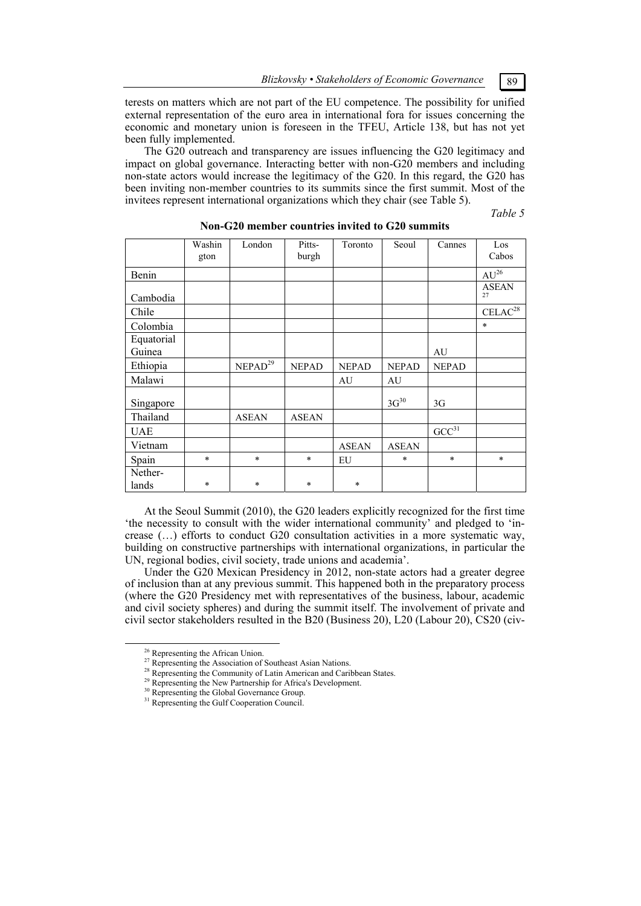terests on matters which are not part of the EU competence. The possibility for unified external representation of the euro area in international fora for issues concerning the economic and monetary union is foreseen in the TFEU, Article 138, but has not yet been fully implemented.

The G20 outreach and transparency are issues influencing the G20 legitimacy and impact on global governance. Interacting better with non-G20 members and including non-state actors would increase the legitimacy of the G20. In this regard, the G20 has been inviting non-member countries to its summits since the first summit. Most of the invitees represent international organizations which they chair (see Table 5).

*Table 5*

**Non-G20 member countries invited to G20 summits**

| | Washington | London | Pittsburgh | Toronto | Seoul | Cannes | Los Cabos |
|---|---|---|---|---|---|---|---|
| Benin | | | | | | | AU[26] |
| Cambodia | | | | | | | ASEAN[27] |
| Chile | | | | | | | CELAC[28] |
| Colombia | | | | | | | * |
| Equatorial Guinea | | | | | | AU | |
| Ethiopia | | NEPAD[29] | NEPAD | NEPAD | NEPAD | NEPAD | |
| Malawi | | | | AU | AU | | |
| Singapore | | | | | 3G[30] | 3G | |
| Thailand | | ASEAN | ASEAN | | | | |
| UAE | | | | | | GCC[31] | |
| Vietnam | | | | ASEAN | ASEAN | | |
| Spain | * | * | * | EU | * | * | * |
| Netherlands | * | * | * | * | | | |

At the Seoul Summit (2010), the G20 leaders explicitly recognized for the first time 'the necessity to consult with the wider international community' and pledged to 'increase (…) efforts to conduct G20 consultation activities in a more systematic way, building on constructive partnerships with international organizations, in particular the UN, regional bodies, civil society, trade unions and academia'.

Under the G20 Mexican Presidency in 2012, non-state actors had a greater degree of inclusion than at any previous summit. This happened both in the preparatory process (where the G20 Presidency met with representatives of the business, labour, academic and civil society spheres) and during the summit itself. The involvement of private and civil sector stakeholders resulted in the B20 (Business 20), L20 (Labour 20), CS20 (civ-

[26] Representing the African Union.

[27] Representing the Association of Southeast Asian Nations.

[28] Representing the Community of Latin American and Caribbean States.

[29] Representing the New Partnership for Africa's Development.

[30] Representing the Global Governance Group.

[31] Representing the Gulf Cooperation Council.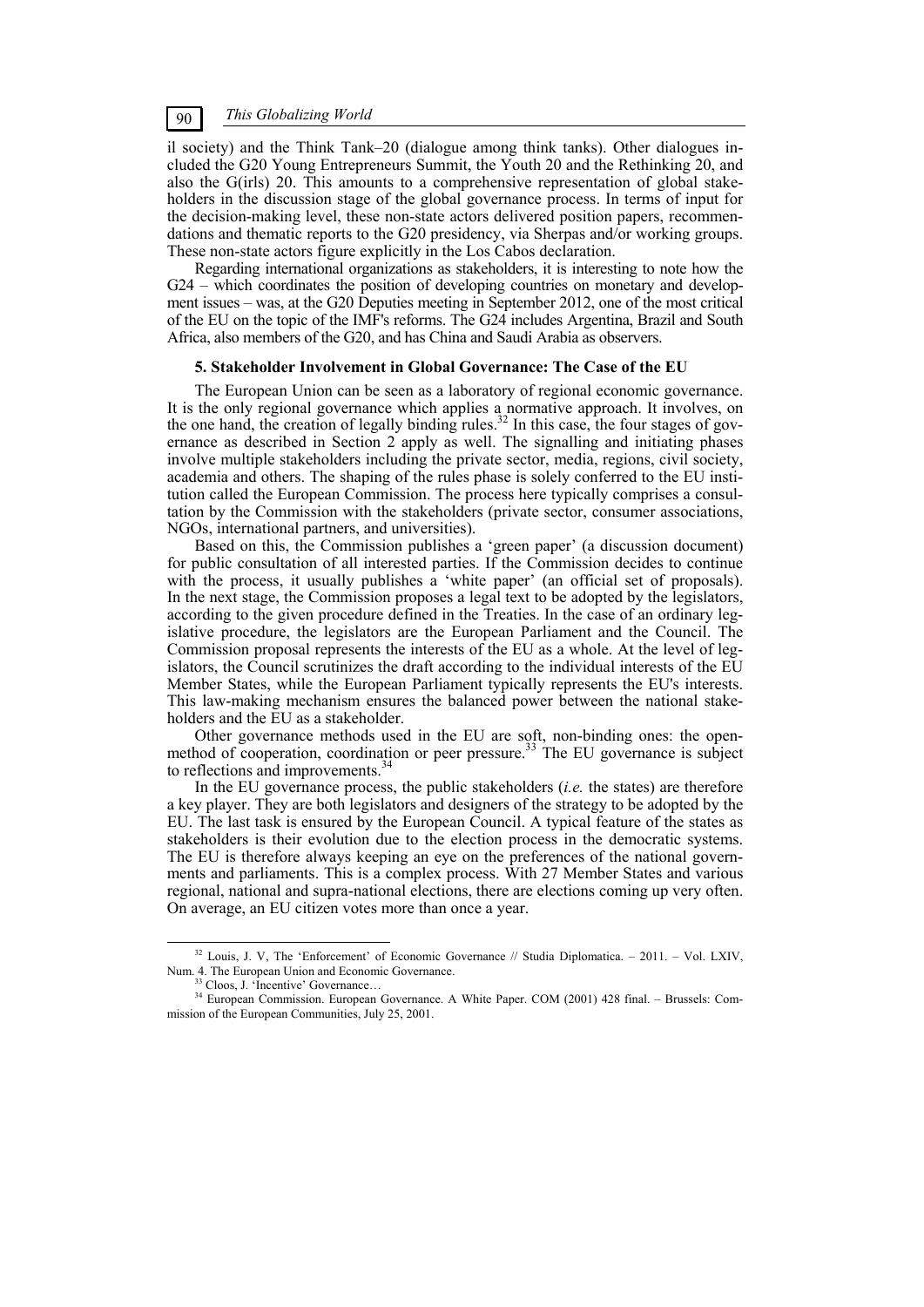il society) and the Think Tank–20 (dialogue among think tanks). Other dialogues included the G20 Young Entrepreneurs Summit, the Youth 20 and the Rethinking 20, and also the G(irls) 20. This amounts to a comprehensive representation of global stakeholders in the discussion stage of the global governance process. In terms of input for the decision-making level, these non-state actors delivered position papers, recommendations and thematic reports to the G20 presidency, via Sherpas and/or working groups. These non-state actors figure explicitly in the Los Cabos declaration.

Regarding international organizations as stakeholders, it is interesting to note how the G24 – which coordinates the position of developing countries on monetary and development issues – was, at the G20 Deputies meeting in September 2012, one of the most critical of the EU on the topic of the IMF's reforms. The G24 includes Argentina, Brazil and South Africa, also members of the G20, and has China and Saudi Arabia as observers.

## 5. Stakeholder Involvement in Global Governance: The Case of the EU

The European Union can be seen as a laboratory of regional economic governance. It is the only regional governance which applies a normative approach. It involves, on the one hand, the creation of legally binding rules.[32] In this case, the four stages of governance as described in Section 2 apply as well. The signalling and initiating phases involve multiple stakeholders including the private sector, media, regions, civil society, academia and others. The shaping of the rules phase is solely conferred to the EU institution called the European Commission. The process here typically comprises a consultation by the Commission with the stakeholders (private sector, consumer associations, NGOs, international partners, and universities).

Based on this, the Commission publishes a 'green paper' (a discussion document) for public consultation of all interested parties. If the Commission decides to continue with the process, it usually publishes a 'white paper' (an official set of proposals). In the next stage, the Commission proposes a legal text to be adopted by the legislators, according to the given procedure defined in the Treaties. In the case of an ordinary legislative procedure, the legislators are the European Parliament and the Council. The Commission proposal represents the interests of the EU as a whole. At the level of legislators, the Council scrutinizes the draft according to the individual interests of the EU Member States, while the European Parliament typically represents the EU's interests. This law-making mechanism ensures the balanced power between the national stakeholders and the EU as a stakeholder.

Other governance methods used in the EU are soft, non-binding ones: the open-method of cooperation, coordination or peer pressure.[33] The EU governance is subject to reflections and improvements.[34]

In the EU governance process, the public stakeholders (*i.e.* the states) are therefore a key player. They are both legislators and designers of the strategy to be adopted by the EU. The last task is ensured by the European Council. A typical feature of the states as stakeholders is their evolution due to the election process in the democratic systems. The EU is therefore always keeping an eye on the preferences of the national governments and parliaments. This is a complex process. With 27 Member States and various regional, national and supra-national elections, there are elections coming up very often. On average, an EU citizen votes more than once a year.

---

[32] Louis, J. V, The 'Enforcement' of Economic Governance // Studia Diplomatica. – 2011. – Vol. LXIV, Num. 4. The European Union and Economic Governance.

[33] Cloos, J. 'Incentive' Governance…

[34] European Commission. European Governance. A White Paper. COM (2001) 428 final. – Brussels: Commission of the European Communities, July 25, 2001.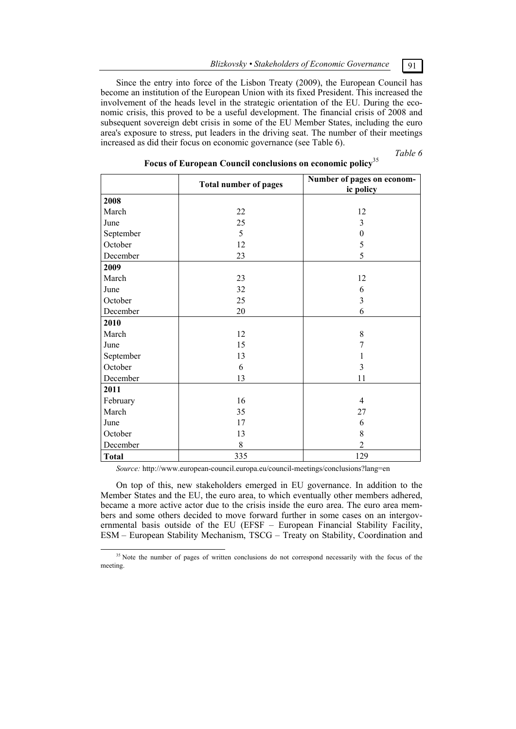Since the entry into force of the Lisbon Treaty (2009), the European Council has become an institution of the European Union with its fixed President. This increased the involvement of the heads level in the strategic orientation of the EU. During the economic crisis, this proved to be a useful development. The financial crisis of 2008 and subsequent sovereign debt crisis in some of the EU Member States, including the euro area's exposure to stress, put leaders in the driving seat. The number of their meetings increased as did their focus on economic governance (see Table 6).

*Table 6*

**Focus of European Council conclusions on economic policy**[35]

| | Total number of pages | Number of pages on economic policy |
|---|---|---|
| **2008** | | |
| March | 22 | 12 |
| June | 25 | 3 |
| September | 5 | 0 |
| October | 12 | 5 |
| December | 23 | 5 |
| **2009** | | |
| March | 23 | 12 |
| June | 32 | 6 |
| October | 25 | 3 |
| December | 20 | 6 |
| **2010** | | |
| March | 12 | 8 |
| June | 15 | 7 |
| September | 13 | 1 |
| October | 6 | 3 |
| December | 13 | 11 |
| **2011** | | |
| February | 16 | 4 |
| March | 35 | 27 |
| June | 17 | 6 |
| October | 13 | 8 |
| December | 8 | 2 |
| **Total** | 335 | 129 |

*Source:* http://www.european-council.europa.eu/council-meetings/conclusions?lang=en

On top of this, new stakeholders emerged in EU governance. In addition to the Member States and the EU, the euro area, to which eventually other members adhered, became a more active actor due to the crisis inside the euro area. The euro area members and some others decided to move forward further in some cases on an intergovernmental basis outside of the EU (EFSF – European Financial Stability Facility, ESM – European Stability Mechanism, TSCG – Treaty on Stability, Coordination and

[35] Note the number of pages of written conclusions do not correspond necessarily with the focus of the meeting.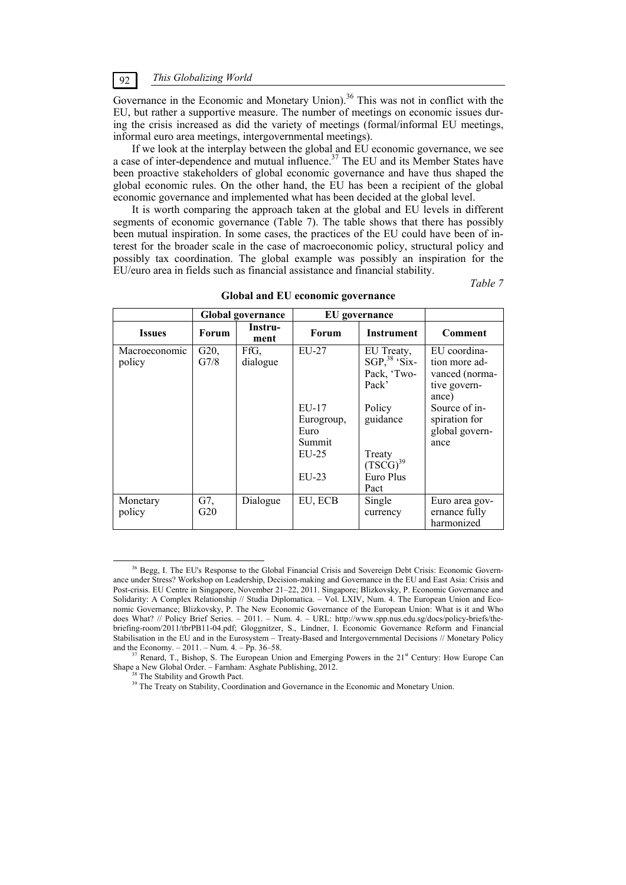Governance in the Economic and Monetary Union).[36] This was not in conflict with the EU, but rather a supportive measure. The number of meetings on economic issues during the crisis increased as did the variety of meetings (formal/informal EU meetings, informal euro area meetings, intergovernmental meetings).

If we look at the interplay between the global and EU economic governance, we see a case of inter-dependence and mutual influence.[37] The EU and its Member States have been proactive stakeholders of global economic governance and have thus shaped the global economic rules. On the other hand, the EU has been a recipient of the global economic governance and implemented what has been decided at the global level.

It is worth comparing the approach taken at the global and EU levels in different segments of economic governance (Table 7). The table shows that there has possibly been mutual inspiration. In some cases, the practices of the EU could have been of interest for the broader scale in the case of macroeconomic policy, structural policy and possibly tax coordination. The global example was possibly an inspiration for the EU/euro area in fields such as financial assistance and financial stability.

*Table 7*

**Global and EU economic governance**

| | Global governance | | EU governance | | |
|---|---|---|---|---|---|
| **Issues** | **Forum** | **Instrument** | **Forum** | **Instrument** | **Comment** |
| Macroeconomic policy | G20, G7/8 | FfG, dialogue | EU-27 | EU Treaty, SGP,[38] 'Six-Pack, 'Two-Pack' | EU coordination more advanced (normative governance) |
| | | | EU-17 Eurogroup, Euro Summit | Policy guidance | Source of inspiration for global governance |
| | | | EU-25 | Treaty (TSCG)[39] | |
| | | | EU-23 | Euro Plus Pact | |
| Monetary policy | G7, G20 | Dialogue | EU, ECB | Single currency | Euro area governance fully harmonized |

---

[36] Begg, I. The EU's Response to the Global Financial Crisis and Sovereign Debt Crisis: Economic Governance under Stress? Workshop on Leadership, Decision-making and Governance in the EU and East Asia: Crisis and Post-crisis. EU Centre in Singapore, November 21–22, 2011. Singapore; Blizkovsky, P. Economic Governance and Solidarity: A Complex Relationship // Studia Diplomatica. – Vol. LXIV, Num. 4. The European Union and Economic Governance; Blizkovsky, P. The New Economic Governance of the European Union: What is it and Who does What? // Policy Brief Series. – 2011. – Num. 4. – URL: http://www.spp.nus.edu.sg/docs/policy-briefs/the-briefing-room/2011/tbrPB11-04.pdf; Gloggnitzer, S., Lindner, I. Economic Governance Reform and Financial Stabilisation in the EU and in the Eurosystem – Treaty-Based and Intergovernmental Decisions // Monetary Policy and the Economy. – 2011. – Num. 4. – Pp. 36–58.

[37] Renard, T., Bishop, S. The European Union and Emerging Powers in the 21st Century: How Europe Can Shape a New Global Order. – Farnham: Asghate Publishing, 2012.

[38] The Stability and Growth Pact.

[39] The Treaty on Stability, Coordination and Governance in the Economic and Monetary Union.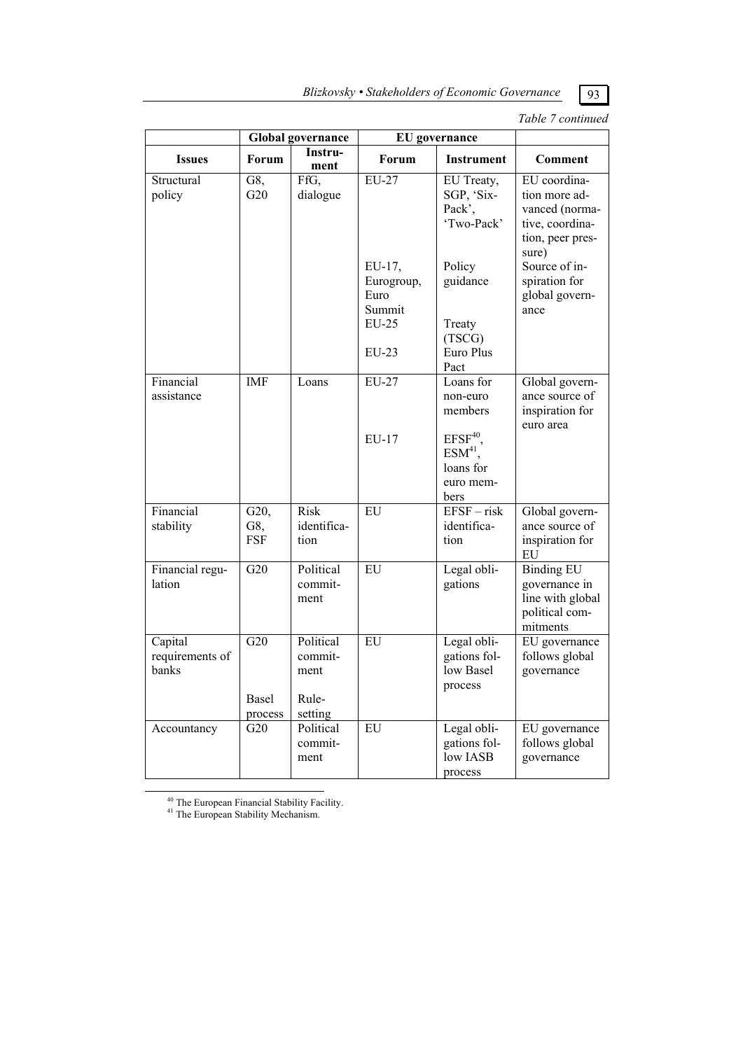*Table 7 continued*

| | Global governance | | EU governance | | |
|---|---|---|---|---|---|
| **Issues** | **Forum** | **Instrument** | **Forum** | **Instrument** | **Comment** |
| Structural policy | G8, G20 | FfG, dialogue | EU-27 | EU Treaty, SGP, 'Six-Pack', 'Two-Pack' | EU coordination more advanced (normative, coordination, peer pressure) |
| | | | EU-17, Eurogroup, Euro Summit | Policy guidance | Source of inspiration for global governance |
| | | | EU-25 | Treaty (TSCG) | |
| | | | EU-23 | Euro Plus Pact | |
| Financial assistance | IMF | Loans | EU-27 | Loans for non-euro members | Global governance source of inspiration for euro area |
| | | | EU-17 | EFSF[40], ESM[41], loans for euro members | |
| Financial stability | G20, G8, FSF | Risk identification | EU | EFSF – risk identification | Global governance source of inspiration for EU |
| Financial regulation | G20 | Political commitment | EU | Legal obligations | Binding EU governance in line with global political commitments |
| Capital requirements of banks | G20 | Political commitment | EU | Legal obligations follow Basel process | EU governance follows global governance |
| | Basel process | Rule-setting | | | |
| Accountancy | G20 | Political commitment | EU | Legal obligations follow IASB process | EU governance follows global governance |

[40] The European Financial Stability Facility.

[41] The European Stability Mechanism.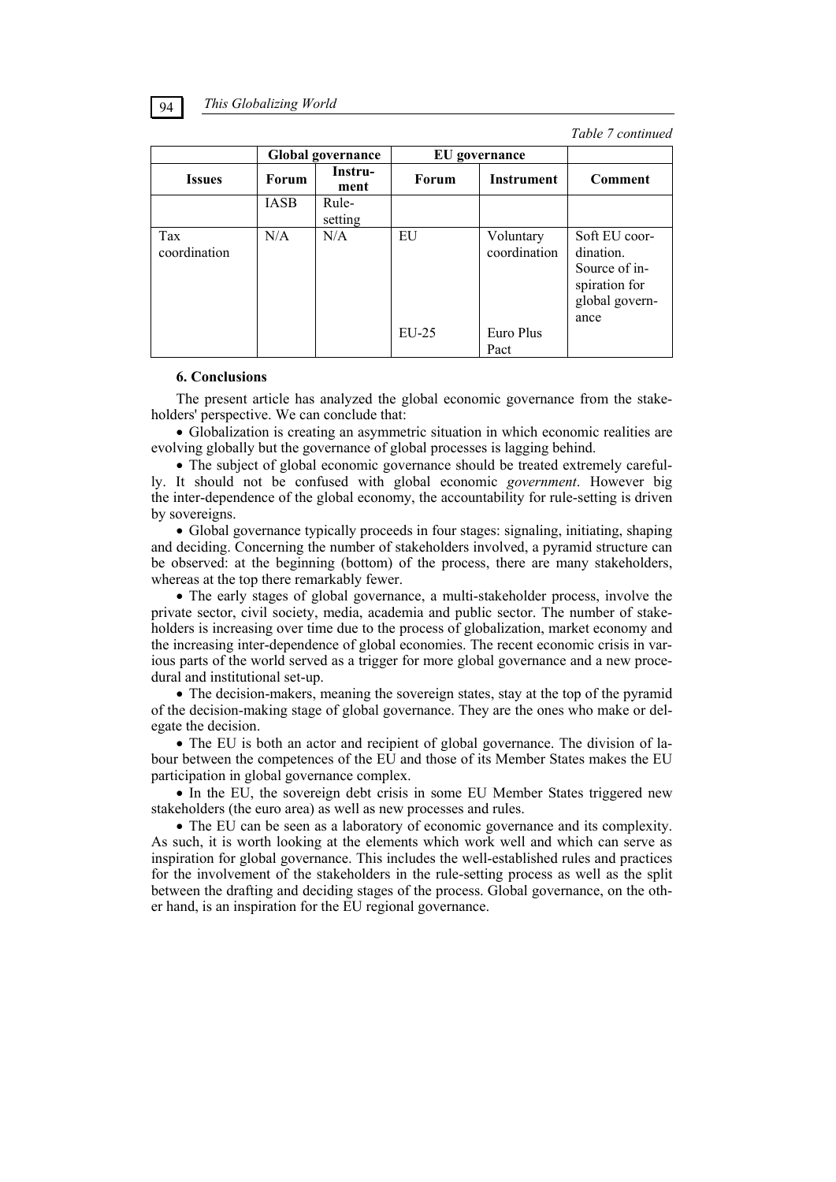*Table 7 continued*

| | Global governance | | EU governance | | |
|---|---|---|---|---|---|
| **Issues** | **Forum** | **Instrument** | **Forum** | **Instrument** | **Comment** |
| | IASB | Rule-setting | | | |
| Tax coordination | N/A | N/A | EU | Voluntary coordination | Soft EU coordination. Source of inspiration for global governance |
| | | | EU-25 | Euro Plus Pact | |

**6. Conclusions**

The present article has analyzed the global economic governance from the stakeholders' perspective. We can conclude that:

- Globalization is creating an asymmetric situation in which economic realities are evolving globally but the governance of global processes is lagging behind.
- The subject of global economic governance should be treated extremely carefully. It should not be confused with global economic *government*. However big the inter-dependence of the global economy, the accountability for rule-setting is driven by sovereigns.
- Global governance typically proceeds in four stages: signaling, initiating, shaping and deciding. Concerning the number of stakeholders involved, a pyramid structure can be observed: at the beginning (bottom) of the process, there are many stakeholders, whereas at the top there remarkably fewer.
- The early stages of global governance, a multi-stakeholder process, involve the private sector, civil society, media, academia and public sector. The number of stakeholders is increasing over time due to the process of globalization, market economy and the increasing inter-dependence of global economies. The recent economic crisis in various parts of the world served as a trigger for more global governance and a new procedural and institutional set-up.
- The decision-makers, meaning the sovereign states, stay at the top of the pyramid of the decision-making stage of global governance. They are the ones who make or delegate the decision.
- The EU is both an actor and recipient of global governance. The division of labour between the competences of the EU and those of its Member States makes the EU participation in global governance complex.
- In the EU, the sovereign debt crisis in some EU Member States triggered new stakeholders (the euro area) as well as new processes and rules.
- The EU can be seen as a laboratory of economic governance and its complexity. As such, it is worth looking at the elements which work well and which can serve as inspiration for global governance. This includes the well-established rules and practices for the involvement of the stakeholders in the rule-setting process as well as the split between the drafting and deciding stages of the process. Global governance, on the other hand, is an inspiration for the EU regional governance.